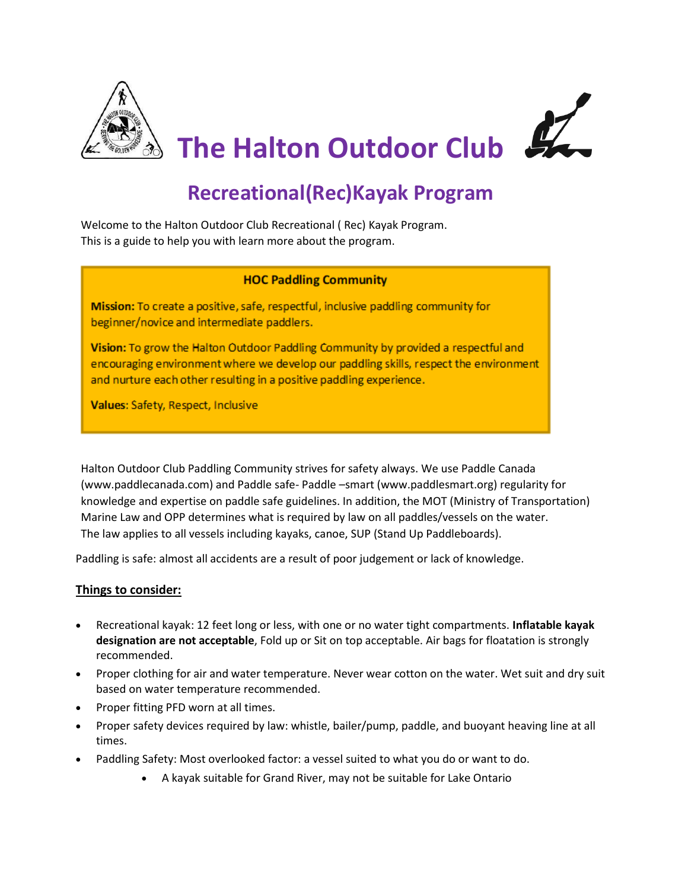# The Halton Outdoor Club

## Recreational(Rec)Kayak Program

Welcome to the Halton Outdoor Club Recreational ( Rec) Kayak Program.
This is a guide to help you with learn more about the program.

**HOC Paddling Community**

**Mission:** To create a positive, safe, respectful, inclusive paddling community for beginner/novice and intermediate paddlers.

**Vision:** To grow the Halton Outdoor Paddling Community by provided a respectful and encouraging environment where we develop our paddling skills, respect the environment and nurture each other resulting in a positive paddling experience.

**Values**: Safety, Respect, Inclusive

Halton Outdoor Club Paddling Community strives for safety always. We use Paddle Canada (www.paddlecanada.com) and Paddle safe- Paddle –smart (www.paddlesmart.org) regularity for knowledge and expertise on paddle safe guidelines. In addition, the MOT (Ministry of Transportation) Marine Law and OPP determines what is required by law on all paddles/vessels on the water. The law applies to all vessels including kayaks, canoe, SUP (Stand Up Paddleboards).

Paddling is safe: almost all accidents are a result of poor judgement or lack of knowledge.

**Things to consider:**

- Recreational kayak: 12 feet long or less, with one or no water tight compartments. **Inflatable kayak designation are not acceptable**, Fold up or Sit on top acceptable. Air bags for floatation is strongly recommended.
- Proper clothing for air and water temperature. Never wear cotton on the water. Wet suit and dry suit based on water temperature recommended.
- Proper fitting PFD worn at all times.
- Proper safety devices required by law: whistle, bailer/pump, paddle, and buoyant heaving line at all times.
- Paddling Safety: Most overlooked factor: a vessel suited to what you do or want to do.
  - A kayak suitable for Grand River, may not be suitable for Lake Ontario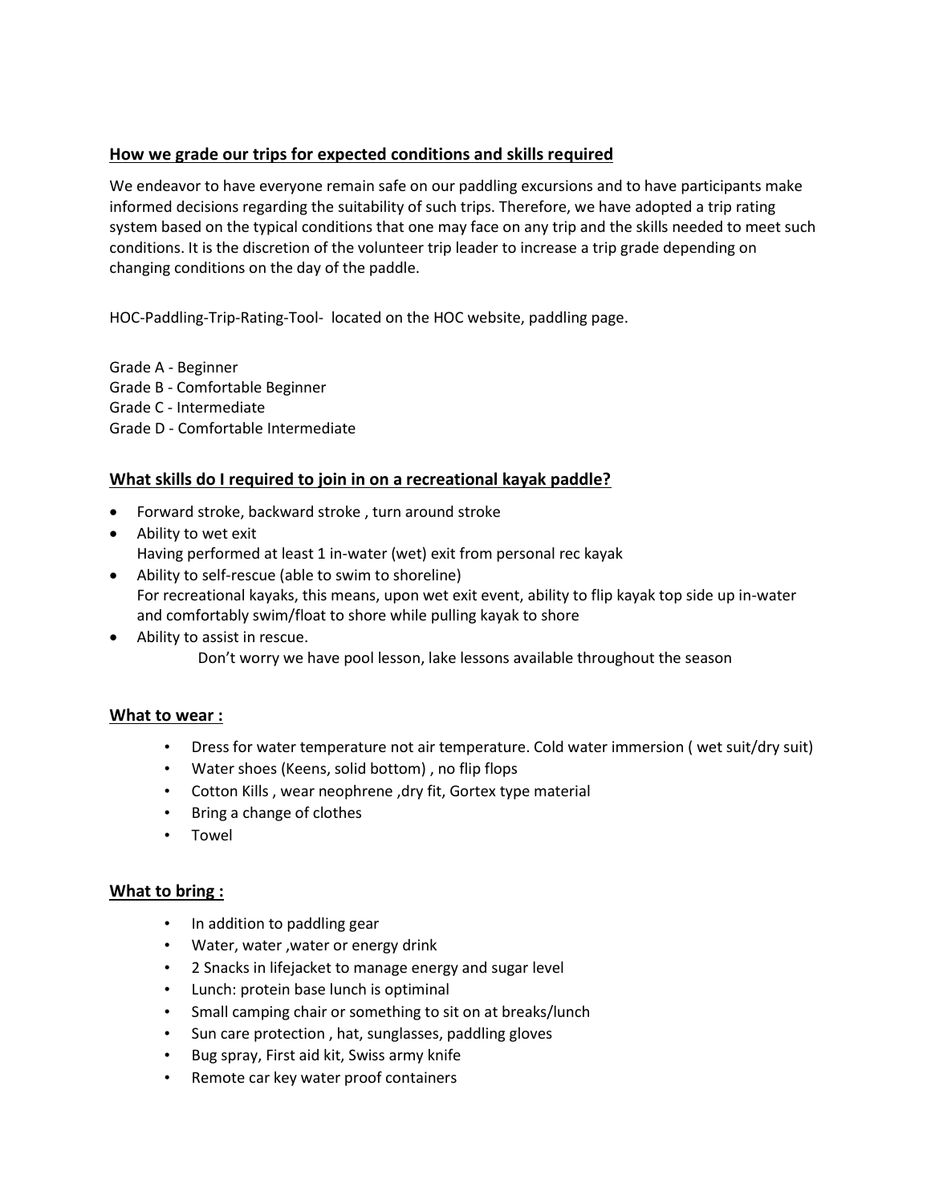## How we grade our trips for expected conditions and skills required

We endeavor to have everyone remain safe on our paddling excursions and to have participants make informed decisions regarding the suitability of such trips. Therefore, we have adopted a trip rating system based on the typical conditions that one may face on any trip and the skills needed to meet such conditions. It is the discretion of the volunteer trip leader to increase a trip grade depending on changing conditions on the day of the paddle.

HOC-Paddling-Trip-Rating-Tool- located on the HOC website, paddling page.

Grade A - Beginner
Grade B - Comfortable Beginner
Grade C - Intermediate
Grade D - Comfortable Intermediate

## What skills do I required to join in on a recreational kayak paddle?

- Forward stroke, backward stroke , turn around stroke
- Ability to wet exit
  Having performed at least 1 in-water (wet) exit from personal rec kayak
- Ability to self-rescue (able to swim to shoreline)
  For recreational kayaks, this means, upon wet exit event, ability to flip kayak top side up in-water and comfortably swim/float to shore while pulling kayak to shore
- Ability to assist in rescue.
  Don't worry we have pool lesson, lake lessons available throughout the season

## What to wear :

- Dress for water temperature not air temperature. Cold water immersion ( wet suit/dry suit)
- Water shoes (Keens, solid bottom) , no flip flops
- Cotton Kills , wear neophrene ,dry fit, Gortex type material
- Bring a change of clothes
- Towel

## What to bring :

- In addition to paddling gear
- Water, water ,water or energy drink
- 2 Snacks in lifejacket to manage energy and sugar level
- Lunch: protein base lunch is optiminal
- Small camping chair or something to sit on at breaks/lunch
- Sun care protection , hat, sunglasses, paddling gloves
- Bug spray, First aid kit, Swiss army knife
- Remote car key water proof containers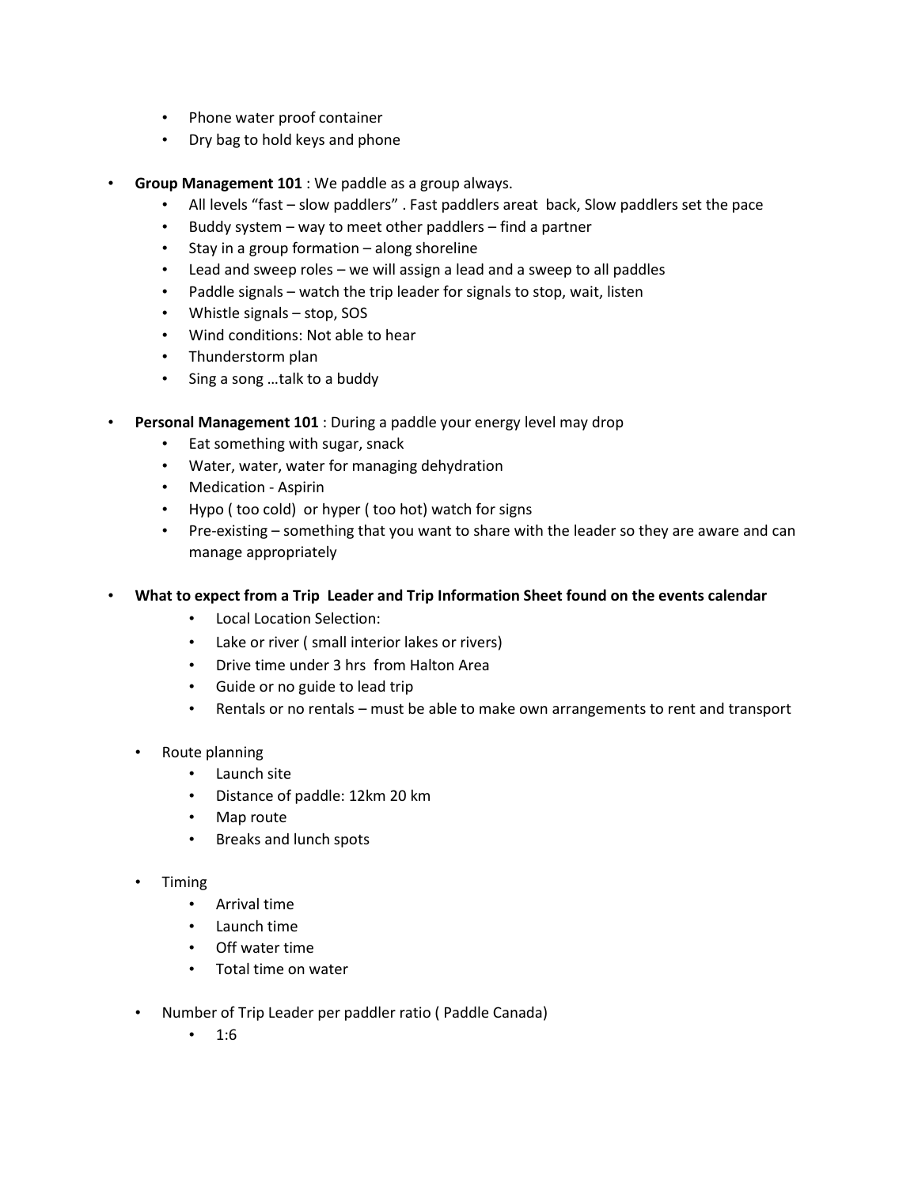- Phone water proof container
  - Dry bag to hold keys and phone

- **Group Management 101** : We paddle as a group always.
  - All levels "fast – slow paddlers" . Fast paddlers areat back, Slow paddlers set the pace
  - Buddy system – way to meet other paddlers – find a partner
  - Stay in a group formation – along shoreline
  - Lead and sweep roles – we will assign a lead and a sweep to all paddles
  - Paddle signals – watch the trip leader for signals to stop, wait, listen
  - Whistle signals – stop, SOS
  - Wind conditions: Not able to hear
  - Thunderstorm plan
  - Sing a song …talk to a buddy

- **Personal Management 101** : During a paddle your energy level may drop
  - Eat something with sugar, snack
  - Water, water, water for managing dehydration
  - Medication - Aspirin
  - Hypo ( too cold) or hyper ( too hot) watch for signs
  - Pre-existing – something that you want to share with the leader so they are aware and can manage appropriately

- **What to expect from a Trip Leader and Trip Information Sheet found on the events calendar**
    - Local Location Selection:
    - Lake or river ( small interior lakes or rivers)
    - Drive time under 3 hrs from Halton Area
    - Guide or no guide to lead trip
    - Rentals or no rentals – must be able to make own arrangements to rent and transport

  - Route planning
    - Launch site
    - Distance of paddle: 12km 20 km
    - Map route
    - Breaks and lunch spots

  - Timing
    - Arrival time
    - Launch time
    - Off water time
    - Total time on water

  - Number of Trip Leader per paddler ratio ( Paddle Canada)
    - 1:6